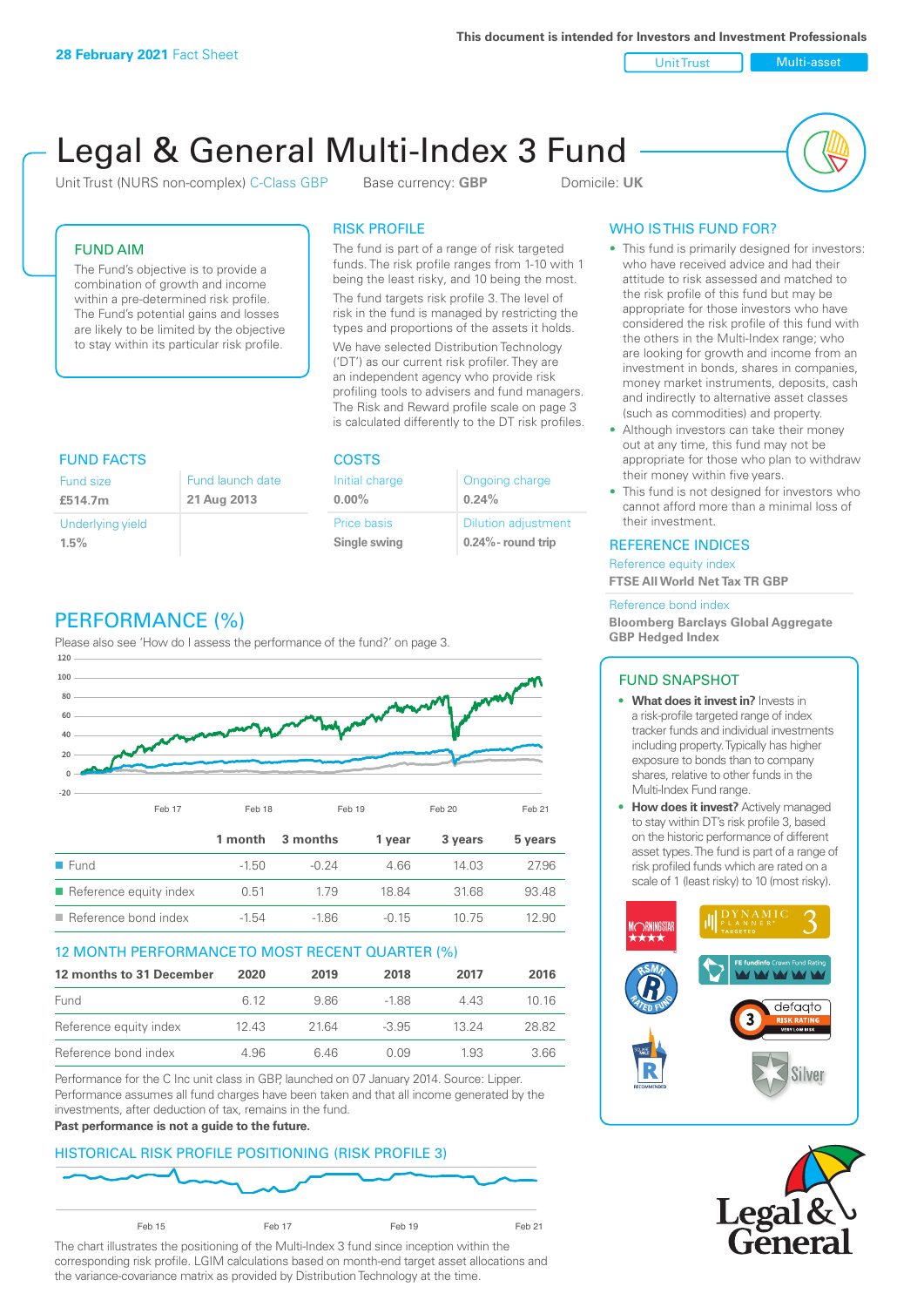**28 February 2021** Fact Sheet

**This document is intended for Investors and Investment Professionals**

Unit Trust | Multi-asset

# Legal & General Multi-Index 3 Fund

Unit Trust (NURS non-complex) C-Class GBP    Base currency: **GBP**    Domicile: **UK**

## FUND AIM

The Fund's objective is to provide a combination of growth and income within a pre-determined risk profile. The Fund's potential gains and losses are likely to be limited by the objective to stay within its particular risk profile.

## RISK PROFILE

The fund is part of a range of risk targeted funds. The risk profile ranges from 1-10 with 1 being the least risky, and 10 being the most.

The fund targets risk profile 3. The level of risk in the fund is managed by restricting the types and proportions of the assets it holds.

We have selected Distribution Technology ('DT') as our current risk profiler. They are an independent agency who provide risk profiling tools to advisers and fund managers. The Risk and Reward profile scale on page 3 is calculated differently to the DT risk profiles.

## WHO IS THIS FUND FOR?

- This fund is primarily designed for investors: who have received advice and had their attitude to risk assessed and matched to the risk profile of this fund but may be appropriate for those investors who have considered the risk profile of this fund with the others in the Multi-Index range; who are looking for growth and income from an investment in bonds, shares in companies, money market instruments, deposits, cash and indirectly to alternative asset classes (such as commodities) and property.
- Although investors can take their money out at any time, this fund may not be appropriate for those who plan to withdraw their money within five years.
- This fund is not designed for investors who cannot afford more than a minimal loss of their investment.

## FUND FACTS

| Fund size | Fund launch date |
|---|---|
| **£514.7m** | **21 Aug 2013** |
| Underlying yield | |
| **1.5%** | |

## COSTS

| Initial charge | Ongoing charge |
|---|---|
| **0.00%** | **0.24%** |
| Price basis | Dilution adjustment |
| **Single swing** | **0.24%- round trip** |

## REFERENCE INDICES

Reference equity index
**FTSE All World Net Tax TR GBP**

Reference bond index
**Bloomberg Barclays Global Aggregate GBP Hedged Index**

## PERFORMANCE (%)

Please also see 'How do I assess the performance of the fund?' on page 3.

| | 1 month | 3 months | 1 year | 3 years | 5 years |
|---|---|---|---|---|---|
| Fund | -1.50 | -0.24 | 4.66 | 14.03 | 27.96 |
| Reference equity index | 0.51 | 1.79 | 18.84 | 31.68 | 93.48 |
| Reference bond index | -1.54 | -1.86 | -0.15 | 10.75 | 12.90 |

## 12 MONTH PERFORMANCE TO MOST RECENT QUARTER (%)

| 12 months to 31 December | 2020 | 2019 | 2018 | 2017 | 2016 |
|---|---|---|---|---|---|
| Fund | 6.12 | 9.86 | -1.88 | 4.43 | 10.16 |
| Reference equity index | 12.43 | 21.64 | -3.95 | 13.24 | 28.82 |
| Reference bond index | 4.96 | 6.46 | 0.09 | 1.93 | 3.66 |

Performance for the C Inc unit class in GBP, launched on 07 January 2014. Source: Lipper. Performance assumes all fund charges have been taken and that all income generated by the investments, after deduction of tax, remains in the fund.

**Past performance is not a guide to the future.**

## FUND SNAPSHOT

- **What does it invest in?** Invests in a risk-profile targeted range of index tracker funds and individual investments including property. Typically has higher exposure to bonds than to company shares, relative to other funds in the Multi-Index Fund range.
- **How does it invest?** Actively managed to stay within DT's risk profile 3, based on the historic performance of different asset types. The fund is part of a range of risk profiled funds which are rated on a scale of 1 (least risky) to 10 (most risky).

## HISTORICAL RISK PROFILE POSITIONING (RISK PROFILE 3)

The chart illustrates the positioning of the Multi-Index 3 fund since inception within the corresponding risk profile. LGIM calculations based on month-end target asset allocations and the variance-covariance matrix as provided by Distribution Technology at the time.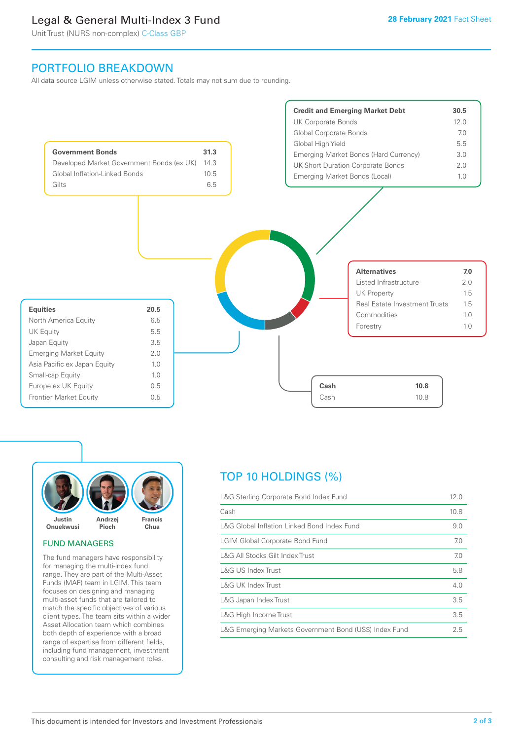# Legal & General Multi-Index 3 Fund

Unit Trust (NURS non-complex) C-Class GBP

28 February 2021 Fact Sheet

## PORTFOLIO BREAKDOWN

All data source LGIM unless otherwise stated. Totals may not sum due to rounding.

| Government Bonds | 31.3 |
|---|---|
| Developed Market Government Bonds (ex UK) | 14.3 |
| Global Inflation-Linked Bonds | 10.5 |
| Gilts | 6.5 |

| Credit and Emerging Market Debt | 30.5 |
|---|---|
| UK Corporate Bonds | 12.0 |
| Global Corporate Bonds | 7.0 |
| Global High Yield | 5.5 |
| Emerging Market Bonds (Hard Currency) | 3.0 |
| UK Short Duration Corporate Bonds | 2.0 |
| Emerging Market Bonds (Local) | 1.0 |

| Alternatives | 7.0 |
|---|---|
| Listed Infrastructure | 2.0 |
| UK Property | 1.5 |
| Real Estate Investment Trusts | 1.5 |
| Commodities | 1.0 |
| Forestry | 1.0 |

| Equities | 20.5 |
|---|---|
| North America Equity | 6.5 |
| UK Equity | 5.5 |
| Japan Equity | 3.5 |
| Emerging Market Equity | 2.0 |
| Asia Pacific ex Japan Equity | 1.0 |
| Small-cap Equity | 1.0 |
| Europe ex UK Equity | 0.5 |
| Frontier Market Equity | 0.5 |

| Cash | 10.8 |
|---|---|
| Cash | 10.8 |

Justin Onuekwusi, Andrzej Pioch, Francis Chua

## FUND MANAGERS

The fund managers have responsibility for managing the multi-index fund range. They are part of the Multi-Asset Funds (MAF) team in LGIM. This team focuses on designing and managing multi-asset funds that are tailored to match the specific objectives of various client types. The team sits within a wider Asset Allocation team which combines both depth of experience with a broad range of expertise from different fields, including fund management, investment consulting and risk management roles.

## TOP 10 HOLDINGS (%)

| Holding | % |
|---|---|
| L&G Sterling Corporate Bond Index Fund | 12.0 |
| Cash | 10.8 |
| L&G Global Inflation Linked Bond Index Fund | 9.0 |
| LGIM Global Corporate Bond Fund | 7.0 |
| L&G All Stocks Gilt Index Trust | 7.0 |
| L&G US Index Trust | 5.8 |
| L&G UK Index Trust | 4.0 |
| L&G Japan Index Trust | 3.5 |
| L&G High Income Trust | 3.5 |
| L&G Emerging Markets Government Bond (US$) Index Fund | 2.5 |

This document is intended for Investors and Investment Professionals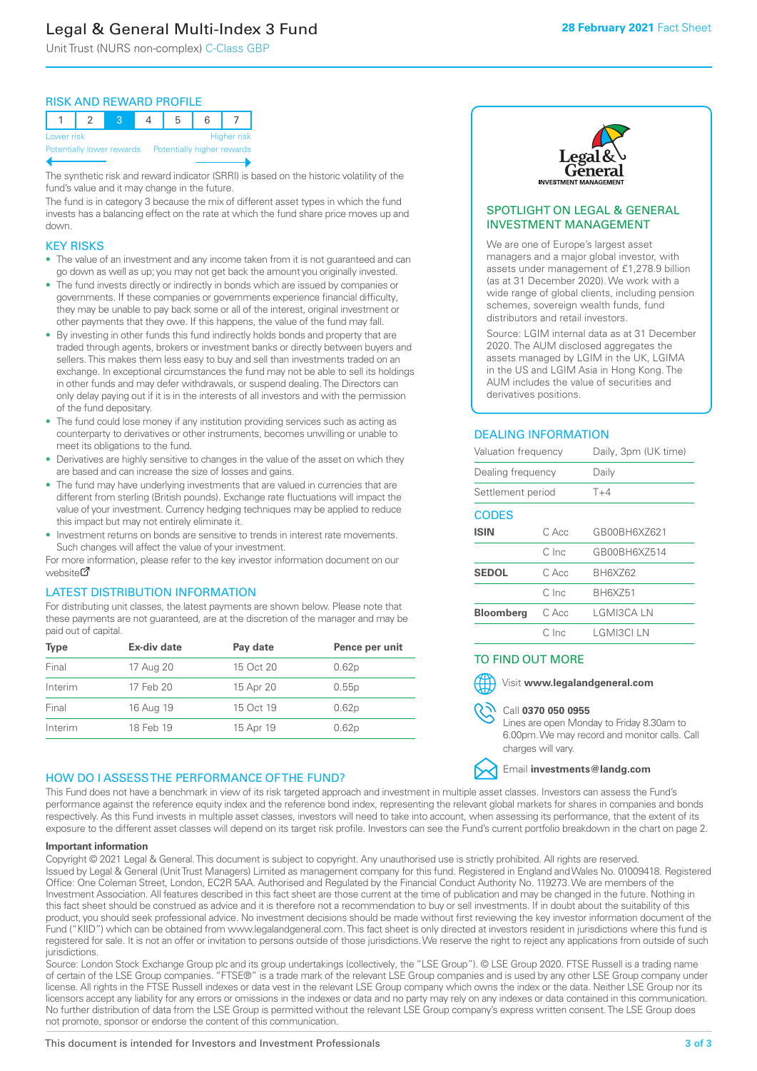# Legal & General Multi-Index 3 Fund

Unit Trust (NURS non-complex) C-Class GBP

**28 February 2021** Fact Sheet

## RISK AND REWARD PROFILE

| 1 | 2 | 3 | 4 | 5 | 6 | 7 |
|---|---|---|---|---|---|---|

Lower risk — Higher risk

Potentially lower rewards — Potentially higher rewards

The synthetic risk and reward indicator (SRRI) is based on the historic volatility of the fund's value and it may change in the future.

The fund is in category 3 because the mix of different asset types in which the fund invests has a balancing effect on the rate at which the fund share price moves up and down.

## KEY RISKS

- The value of an investment and any income taken from it is not guaranteed and can go down as well as up; you may not get back the amount you originally invested.
- The fund invests directly or indirectly in bonds which are issued by companies or governments. If these companies or governments experience financial difficulty, they may be unable to pay back some or all of the interest, original investment or other payments that they owe. If this happens, the value of the fund may fall.
- By investing in other funds this fund indirectly holds bonds and property that are traded through agents, brokers or investment banks or directly between buyers and sellers. This makes them less easy to buy and sell than investments traded on an exchange. In exceptional circumstances the fund may not be able to sell its holdings in other funds and may defer withdrawals, or suspend dealing. The Directors can only delay paying out if it is in the interests of all investors and with the permission of the fund depositary.
- The fund could lose money if any institution providing services such as acting as counterparty to derivatives or other instruments, becomes unwilling or unable to meet its obligations to the fund.
- Derivatives are highly sensitive to changes in the value of the asset on which they are based and can increase the size of losses and gains.
- The fund may have underlying investments that are valued in currencies that are different from sterling (British pounds). Exchange rate fluctuations will impact the value of your investment. Currency hedging techniques may be applied to reduce this impact but may not entirely eliminate it.
- Investment returns on bonds are sensitive to trends in interest rate movements. Such changes will affect the value of your investment.

For more information, please refer to the key investor information document on our website

## LATEST DISTRIBUTION INFORMATION

For distributing unit classes, the latest payments are shown below. Please note that these payments are not guaranteed, are at the discretion of the manager and may be paid out of capital.

| Type | Ex-div date | Pay date | Pence per unit |
|---|---|---|---|
| Final | 17 Aug 20 | 15 Oct 20 | 0.62p |
| Interim | 17 Feb 20 | 15 Apr 20 | 0.55p |
| Final | 16 Aug 19 | 15 Oct 19 | 0.62p |
| Interim | 18 Feb 19 | 15 Apr 19 | 0.62p |

## SPOTLIGHT ON LEGAL & GENERAL INVESTMENT MANAGEMENT

We are one of Europe's largest asset managers and a major global investor, with assets under management of £1,278.9 billion (as at 31 December 2020). We work with a wide range of global clients, including pension schemes, sovereign wealth funds, fund distributors and retail investors.

Source: LGIM internal data as at 31 December 2020. The AUM disclosed aggregates the assets managed by LGIM in the UK, LGIMA in the US and LGIM Asia in Hong Kong. The AUM includes the value of securities and derivatives positions.

## DEALING INFORMATION

| | |
|---|---|
| Valuation frequency | Daily, 3pm (UK time) |
| Dealing frequency | Daily |
| Settlement period | T+4 |

## CODES

| | | |
|---|---|---|
| **ISIN** | C Acc | GB00BH6XZ621 |
| | C Inc | GB00BH6XZ514 |
| **SEDOL** | C Acc | BH6XZ62 |
| | C Inc | BH6XZ51 |
| **Bloomberg** | C Acc | LGMI3CA LN |
| | C Inc | LGMI3CI LN |

## TO FIND OUT MORE

Visit **www.legalandgeneral.com**

Call **0370 050 0955**
Lines are open Monday to Friday 8.30am to 6.00pm. We may record and monitor calls. Call charges will vary.

Email **investments@landg.com**

## HOW DO I ASSESS THE PERFORMANCE OF THE FUND?

This Fund does not have a benchmark in view of its risk targeted approach and investment in multiple asset classes. Investors can assess the Fund's performance against the reference equity index and the reference bond index, representing the relevant global markets for shares in companies and bonds respectively. As this Fund invests in multiple asset classes, investors will need to take into account, when assessing its performance, that the extent of its exposure to the different asset classes will depend on its target risk profile. Investors can see the Fund's current portfolio breakdown in the chart on page 2.

**Important information**

Copyright © 2021 Legal & General. This document is subject to copyright. Any unauthorised use is strictly prohibited. All rights are reserved.
Issued by Legal & General (Unit Trust Managers) Limited as management company for this fund. Registered in England and Wales No. 01009418. Registered Office: One Coleman Street, London, EC2R 5AA. Authorised and Regulated by the Financial Conduct Authority No. 119273. We are members of the Investment Association. All features described in this fact sheet are those current at the time of publication and may be changed in the future. Nothing in this fact sheet should be construed as advice and it is therefore not a recommendation to buy or sell investments. If in doubt about the suitability of this product, you should seek professional advice. No investment decisions should be made without first reviewing the key investor information document of the Fund ("KIID") which can be obtained from www.legalandgeneral.com. This fact sheet is only directed at investors resident in jurisdictions where this fund is registered for sale. It is not an offer or invitation to persons outside of those jurisdictions. We reserve the right to reject any applications from outside of such jurisdictions.
Source: London Stock Exchange Group plc and its group undertakings (collectively, the "LSE Group"). © LSE Group 2020. FTSE Russell is a trading name of certain of the LSE Group companies. "FTSE®" is a trade mark of the relevant LSE Group companies and is used by any other LSE Group company under license. All rights in the FTSE Russell indexes or data vest in the relevant LSE Group company which owns the index or the data. Neither LSE Group nor its licensors accept any liability for any errors or omissions in the indexes or data and no party may rely on any indexes or data contained in this communication. No further distribution of data from the LSE Group is permitted without the relevant LSE Group company's express written consent. The LSE Group does not promote, sponsor or endorse the content of this communication.

This document is intended for Investors and Investment Professionals